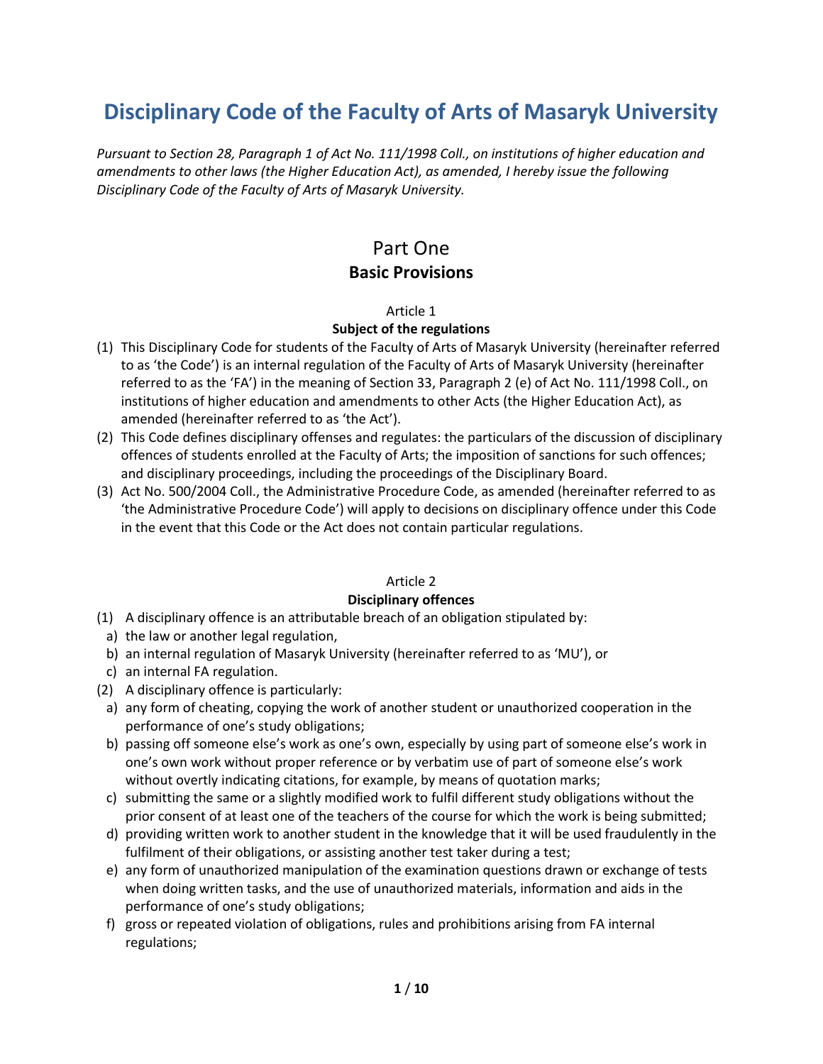# Disciplinary Code of the Faculty of Arts of Masaryk University

*Pursuant to Section 28, Paragraph 1 of Act No. 111/1998 Coll., on institutions of higher education and amendments to other laws (the Higher Education Act), as amended, I hereby issue the following Disciplinary Code of the Faculty of Arts of Masaryk University.*

## Part One
## Basic Provisions

### Article 1
### Subject of the regulations

(1) This Disciplinary Code for students of the Faculty of Arts of Masaryk University (hereinafter referred to as 'the Code') is an internal regulation of the Faculty of Arts of Masaryk University (hereinafter referred to as the 'FA') in the meaning of Section 33, Paragraph 2 (e) of Act No. 111/1998 Coll., on institutions of higher education and amendments to other Acts (the Higher Education Act), as amended (hereinafter referred to as 'the Act').

(2) This Code defines disciplinary offenses and regulates: the particulars of the discussion of disciplinary offences of students enrolled at the Faculty of Arts; the imposition of sanctions for such offences; and disciplinary proceedings, including the proceedings of the Disciplinary Board.

(3) Act No. 500/2004 Coll., the Administrative Procedure Code, as amended (hereinafter referred to as 'the Administrative Procedure Code') will apply to decisions on disciplinary offence under this Code in the event that this Code or the Act does not contain particular regulations.

### Article 2
### Disciplinary offences

(1) A disciplinary offence is an attributable breach of an obligation stipulated by:
   a) the law or another legal regulation,
   b) an internal regulation of Masaryk University (hereinafter referred to as 'MU'), or
   c) an internal FA regulation.

(2) A disciplinary offence is particularly:
   a) any form of cheating, copying the work of another student or unauthorized cooperation in the performance of one's study obligations;
   b) passing off someone else's work as one's own, especially by using part of someone else's work in one's own work without proper reference or by verbatim use of part of someone else's work without overtly indicating citations, for example, by means of quotation marks;
   c) submitting the same or a slightly modified work to fulfil different study obligations without the prior consent of at least one of the teachers of the course for which the work is being submitted;
   d) providing written work to another student in the knowledge that it will be used fraudulently in the fulfilment of their obligations, or assisting another test taker during a test;
   e) any form of unauthorized manipulation of the examination questions drawn or exchange of tests when doing written tasks, and the use of unauthorized materials, information and aids in the performance of one's study obligations;
   f) gross or repeated violation of obligations, rules and prohibitions arising from FA internal regulations;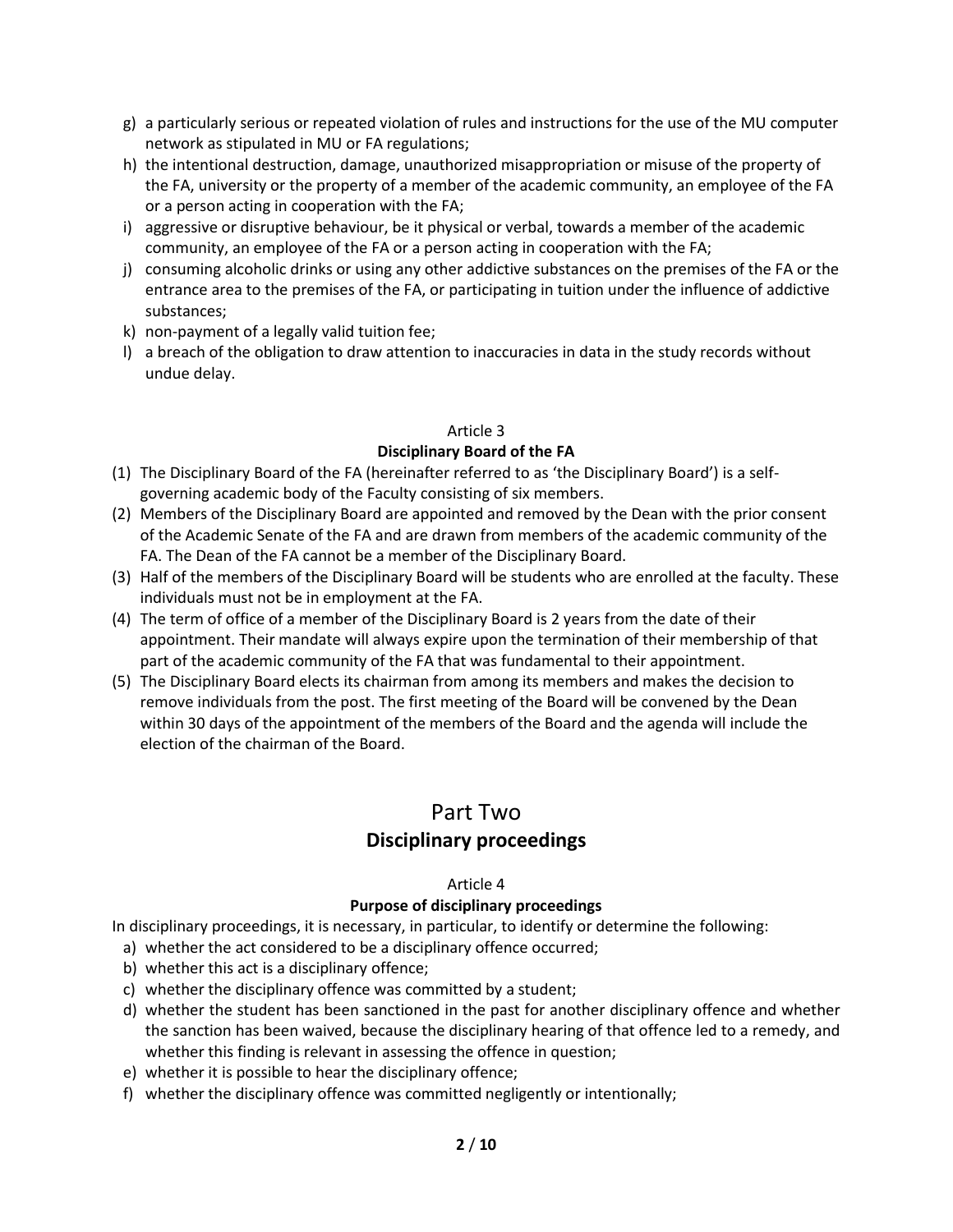g) a particularly serious or repeated violation of rules and instructions for the use of the MU computer network as stipulated in MU or FA regulations;
h) the intentional destruction, damage, unauthorized misappropriation or misuse of the property of the FA, university or the property of a member of the academic community, an employee of the FA or a person acting in cooperation with the FA;
i) aggressive or disruptive behaviour, be it physical or verbal, towards a member of the academic community, an employee of the FA or a person acting in cooperation with the FA;
j) consuming alcoholic drinks or using any other addictive substances on the premises of the FA or the entrance area to the premises of the FA, or participating in tuition under the influence of addictive substances;
k) non-payment of a legally valid tuition fee;
l) a breach of the obligation to draw attention to inaccuracies in data in the study records without undue delay.

### Article 3
### Disciplinary Board of the FA

(1) The Disciplinary Board of the FA (hereinafter referred to as 'the Disciplinary Board') is a self-governing academic body of the Faculty consisting of six members.
(2) Members of the Disciplinary Board are appointed and removed by the Dean with the prior consent of the Academic Senate of the FA and are drawn from members of the academic community of the FA. The Dean of the FA cannot be a member of the Disciplinary Board.
(3) Half of the members of the Disciplinary Board will be students who are enrolled at the faculty. These individuals must not be in employment at the FA.
(4) The term of office of a member of the Disciplinary Board is 2 years from the date of their appointment. Their mandate will always expire upon the termination of their membership of that part of the academic community of the FA that was fundamental to their appointment.
(5) The Disciplinary Board elects its chairman from among its members and makes the decision to remove individuals from the post. The first meeting of the Board will be convened by the Dean within 30 days of the appointment of the members of the Board and the agenda will include the election of the chairman of the Board.

# Part Two
# Disciplinary proceedings

### Article 4
### Purpose of disciplinary proceedings

In disciplinary proceedings, it is necessary, in particular, to identify or determine the following:

a) whether the act considered to be a disciplinary offence occurred;
b) whether this act is a disciplinary offence;
c) whether the disciplinary offence was committed by a student;
d) whether the student has been sanctioned in the past for another disciplinary offence and whether the sanction has been waived, because the disciplinary hearing of that offence led to a remedy, and whether this finding is relevant in assessing the offence in question;
e) whether it is possible to hear the disciplinary offence;
f) whether the disciplinary offence was committed negligently or intentionally;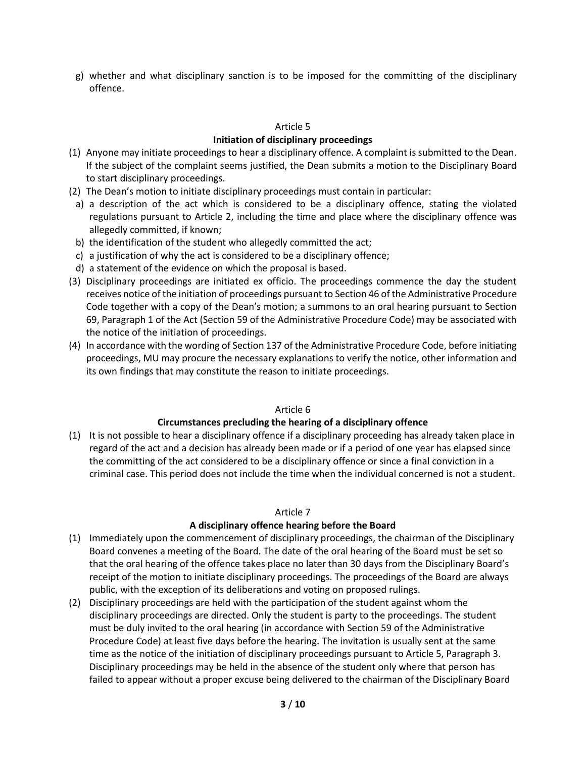g) whether and what disciplinary sanction is to be imposed for the committing of the disciplinary offence.

## Article 5

### Initiation of disciplinary proceedings

(1) Anyone may initiate proceedings to hear a disciplinary offence. A complaint is submitted to the Dean. If the subject of the complaint seems justified, the Dean submits a motion to the Disciplinary Board to start disciplinary proceedings.

(2) The Dean's motion to initiate disciplinary proceedings must contain in particular:

a) a description of the act which is considered to be a disciplinary offence, stating the violated regulations pursuant to Article 2, including the time and place where the disciplinary offence was allegedly committed, if known;

b) the identification of the student who allegedly committed the act;

c) a justification of why the act is considered to be a disciplinary offence;

d) a statement of the evidence on which the proposal is based.

(3) Disciplinary proceedings are initiated ex officio. The proceedings commence the day the student receives notice of the initiation of proceedings pursuant to Section 46 of the Administrative Procedure Code together with a copy of the Dean's motion; a summons to an oral hearing pursuant to Section 69, Paragraph 1 of the Act (Section 59 of the Administrative Procedure Code) may be associated with the notice of the initiation of proceedings.

(4) In accordance with the wording of Section 137 of the Administrative Procedure Code, before initiating proceedings, MU may procure the necessary explanations to verify the notice, other information and its own findings that may constitute the reason to initiate proceedings.

## Article 6

### Circumstances precluding the hearing of a disciplinary offence

(1) It is not possible to hear a disciplinary offence if a disciplinary proceeding has already taken place in regard of the act and a decision has already been made or if a period of one year has elapsed since the committing of the act considered to be a disciplinary offence or since a final conviction in a criminal case. This period does not include the time when the individual concerned is not a student.

## Article 7

### A disciplinary offence hearing before the Board

(1) Immediately upon the commencement of disciplinary proceedings, the chairman of the Disciplinary Board convenes a meeting of the Board. The date of the oral hearing of the Board must be set so that the oral hearing of the offence takes place no later than 30 days from the Disciplinary Board's receipt of the motion to initiate disciplinary proceedings. The proceedings of the Board are always public, with the exception of its deliberations and voting on proposed rulings.

(2) Disciplinary proceedings are held with the participation of the student against whom the disciplinary proceedings are directed. Only the student is party to the proceedings. The student must be duly invited to the oral hearing (in accordance with Section 59 of the Administrative Procedure Code) at least five days before the hearing. The invitation is usually sent at the same time as the notice of the initiation of disciplinary proceedings pursuant to Article 5, Paragraph 3. Disciplinary proceedings may be held in the absence of the student only where that person has failed to appear without a proper excuse being delivered to the chairman of the Disciplinary Board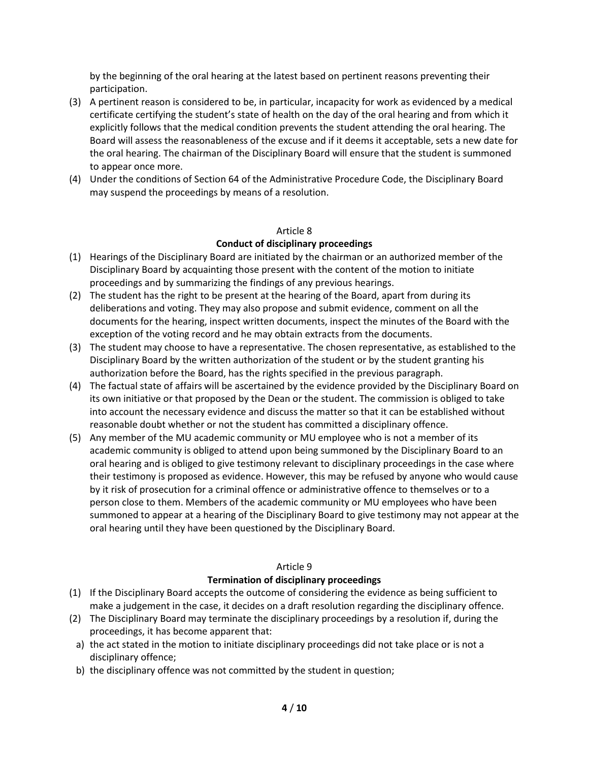by the beginning of the oral hearing at the latest based on pertinent reasons preventing their participation.

(3) A pertinent reason is considered to be, in particular, incapacity for work as evidenced by a medical certificate certifying the student's state of health on the day of the oral hearing and from which it explicitly follows that the medical condition prevents the student attending the oral hearing. The Board will assess the reasonableness of the excuse and if it deems it acceptable, sets a new date for the oral hearing. The chairman of the Disciplinary Board will ensure that the student is summoned to appear once more.

(4) Under the conditions of Section 64 of the Administrative Procedure Code, the Disciplinary Board may suspend the proceedings by means of a resolution.

## Article 8

### Conduct of disciplinary proceedings

(1) Hearings of the Disciplinary Board are initiated by the chairman or an authorized member of the Disciplinary Board by acquainting those present with the content of the motion to initiate proceedings and by summarizing the findings of any previous hearings.

(2) The student has the right to be present at the hearing of the Board, apart from during its deliberations and voting. They may also propose and submit evidence, comment on all the documents for the hearing, inspect written documents, inspect the minutes of the Board with the exception of the voting record and he may obtain extracts from the documents.

(3) The student may choose to have a representative. The chosen representative, as established to the Disciplinary Board by the written authorization of the student or by the student granting his authorization before the Board, has the rights specified in the previous paragraph.

(4) The factual state of affairs will be ascertained by the evidence provided by the Disciplinary Board on its own initiative or that proposed by the Dean or the student. The commission is obliged to take into account the necessary evidence and discuss the matter so that it can be established without reasonable doubt whether or not the student has committed a disciplinary offence.

(5) Any member of the MU academic community or MU employee who is not a member of its academic community is obliged to attend upon being summoned by the Disciplinary Board to an oral hearing and is obliged to give testimony relevant to disciplinary proceedings in the case where their testimony is proposed as evidence. However, this may be refused by anyone who would cause by it risk of prosecution for a criminal offence or administrative offence to themselves or to a person close to them. Members of the academic community or MU employees who have been summoned to appear at a hearing of the Disciplinary Board to give testimony may not appear at the oral hearing until they have been questioned by the Disciplinary Board.

## Article 9

### Termination of disciplinary proceedings

(1) If the Disciplinary Board accepts the outcome of considering the evidence as being sufficient to make a judgement in the case, it decides on a draft resolution regarding the disciplinary offence.

(2) The Disciplinary Board may terminate the disciplinary proceedings by a resolution if, during the proceedings, it has become apparent that:

a) the act stated in the motion to initiate disciplinary proceedings did not take place or is not a disciplinary offence;

b) the disciplinary offence was not committed by the student in question;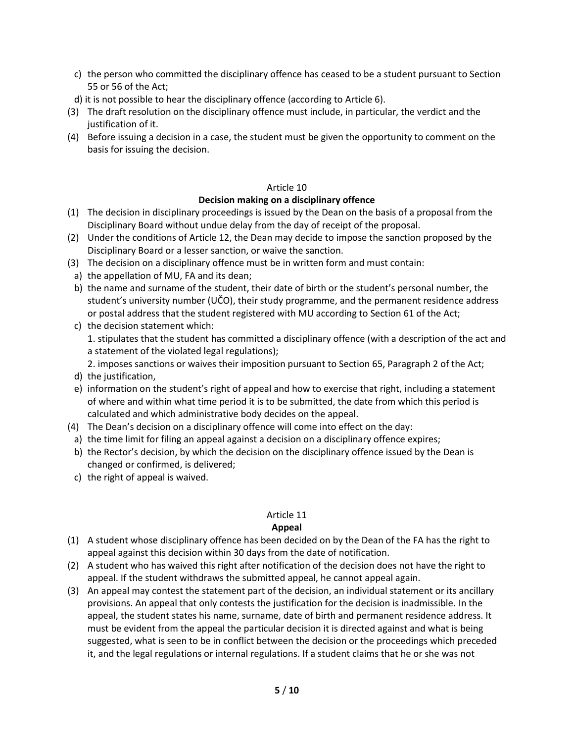c) the person who committed the disciplinary offence has ceased to be a student pursuant to Section 55 or 56 of the Act;

d) it is not possible to hear the disciplinary offence (according to Article 6).

(3) The draft resolution on the disciplinary offence must include, in particular, the verdict and the justification of it.

(4) Before issuing a decision in a case, the student must be given the opportunity to comment on the basis for issuing the decision.

Article 10

**Decision making on a disciplinary offence**

(1) The decision in disciplinary proceedings is issued by the Dean on the basis of a proposal from the Disciplinary Board without undue delay from the day of receipt of the proposal.

(2) Under the conditions of Article 12, the Dean may decide to impose the sanction proposed by the Disciplinary Board or a lesser sanction, or waive the sanction.

(3) The decision on a disciplinary offence must be in written form and must contain:

a) the appellation of MU, FA and its dean;

b) the name and surname of the student, their date of birth or the student's personal number, the student's university number (UČO), their study programme, and the permanent residence address or postal address that the student registered with MU according to Section 61 of the Act;

c) the decision statement which:

1. stipulates that the student has committed a disciplinary offence (with a description of the act and a statement of the violated legal regulations);

2. imposes sanctions or waives their imposition pursuant to Section 65, Paragraph 2 of the Act;

d) the justification,

e) information on the student's right of appeal and how to exercise that right, including a statement of where and within what time period it is to be submitted, the date from which this period is calculated and which administrative body decides on the appeal.

(4) The Dean's decision on a disciplinary offence will come into effect on the day:

a) the time limit for filing an appeal against a decision on a disciplinary offence expires;

b) the Rector's decision, by which the decision on the disciplinary offence issued by the Dean is changed or confirmed, is delivered;

c) the right of appeal is waived.

Article 11

**Appeal**

(1) A student whose disciplinary offence has been decided on by the Dean of the FA has the right to appeal against this decision within 30 days from the date of notification.

(2) A student who has waived this right after notification of the decision does not have the right to appeal. If the student withdraws the submitted appeal, he cannot appeal again.

(3) An appeal may contest the statement part of the decision, an individual statement or its ancillary provisions. An appeal that only contests the justification for the decision is inadmissible. In the appeal, the student states his name, surname, date of birth and permanent residence address. It must be evident from the appeal the particular decision it is directed against and what is being suggested, what is seen to be in conflict between the decision or the proceedings which preceded it, and the legal regulations or internal regulations. If a student claims that he or she was not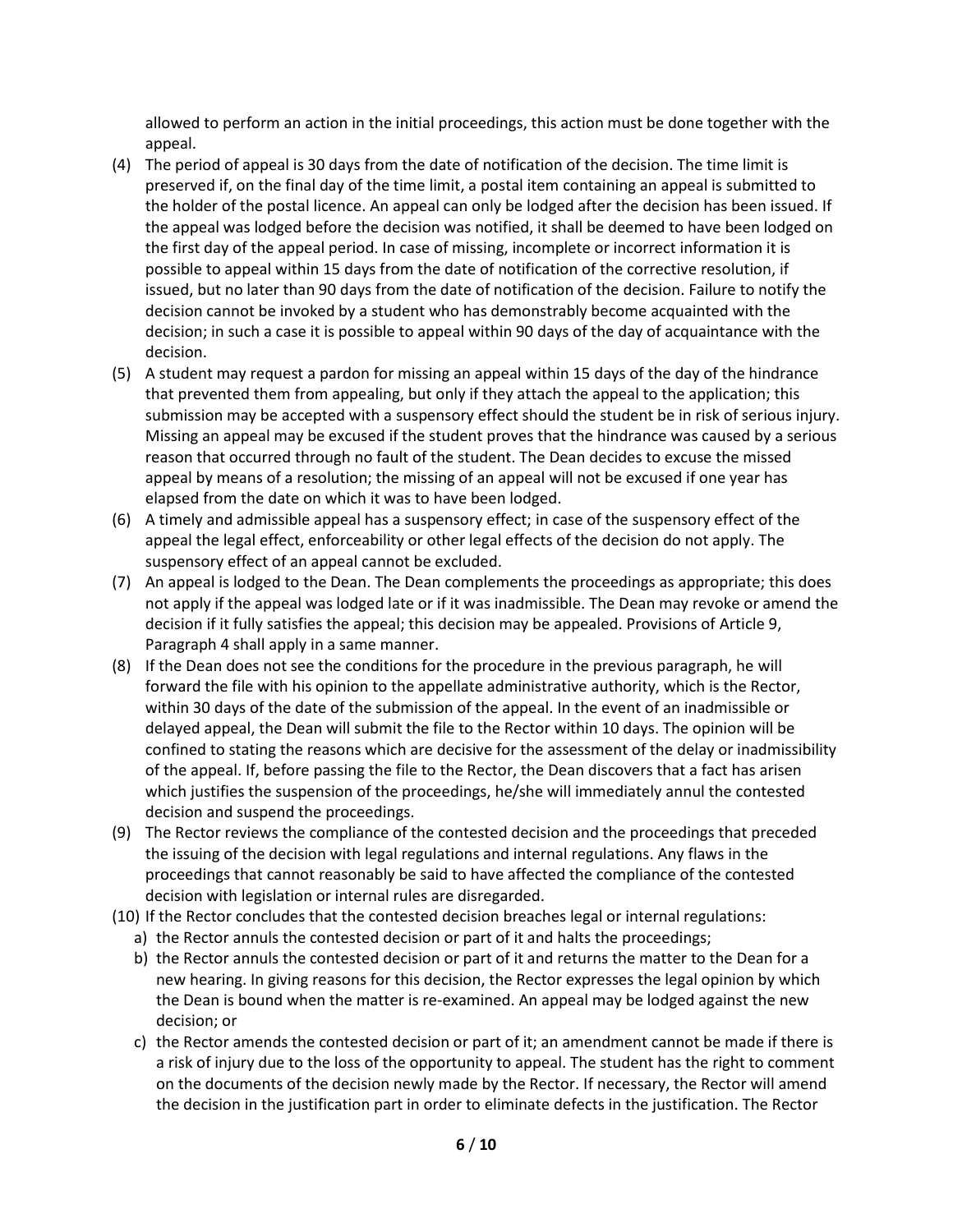allowed to perform an action in the initial proceedings, this action must be done together with the appeal.

(4) The period of appeal is 30 days from the date of notification of the decision. The time limit is preserved if, on the final day of the time limit, a postal item containing an appeal is submitted to the holder of the postal licence. An appeal can only be lodged after the decision has been issued. If the appeal was lodged before the decision was notified, it shall be deemed to have been lodged on the first day of the appeal period. In case of missing, incomplete or incorrect information it is possible to appeal within 15 days from the date of notification of the corrective resolution, if issued, but no later than 90 days from the date of notification of the decision. Failure to notify the decision cannot be invoked by a student who has demonstrably become acquainted with the decision; in such a case it is possible to appeal within 90 days of the day of acquaintance with the decision.

(5) A student may request a pardon for missing an appeal within 15 days of the day of the hindrance that prevented them from appealing, but only if they attach the appeal to the application; this submission may be accepted with a suspensory effect should the student be in risk of serious injury. Missing an appeal may be excused if the student proves that the hindrance was caused by a serious reason that occurred through no fault of the student. The Dean decides to excuse the missed appeal by means of a resolution; the missing of an appeal will not be excused if one year has elapsed from the date on which it was to have been lodged.

(6) A timely and admissible appeal has a suspensory effect; in case of the suspensory effect of the appeal the legal effect, enforceability or other legal effects of the decision do not apply. The suspensory effect of an appeal cannot be excluded.

(7) An appeal is lodged to the Dean. The Dean complements the proceedings as appropriate; this does not apply if the appeal was lodged late or if it was inadmissible. The Dean may revoke or amend the decision if it fully satisfies the appeal; this decision may be appealed. Provisions of Article 9, Paragraph 4 shall apply in a same manner.

(8) If the Dean does not see the conditions for the procedure in the previous paragraph, he will forward the file with his opinion to the appellate administrative authority, which is the Rector, within 30 days of the date of the submission of the appeal. In the event of an inadmissible or delayed appeal, the Dean will submit the file to the Rector within 10 days. The opinion will be confined to stating the reasons which are decisive for the assessment of the delay or inadmissibility of the appeal. If, before passing the file to the Rector, the Dean discovers that a fact has arisen which justifies the suspension of the proceedings, he/she will immediately annul the contested decision and suspend the proceedings.

(9) The Rector reviews the compliance of the contested decision and the proceedings that preceded the issuing of the decision with legal regulations and internal regulations. Any flaws in the proceedings that cannot reasonably be said to have affected the compliance of the contested decision with legislation or internal rules are disregarded.

(10) If the Rector concludes that the contested decision breaches legal or internal regulations:
   a) the Rector annuls the contested decision or part of it and halts the proceedings;
   b) the Rector annuls the contested decision or part of it and returns the matter to the Dean for a new hearing. In giving reasons for this decision, the Rector expresses the legal opinion by which the Dean is bound when the matter is re-examined. An appeal may be lodged against the new decision; or
   c) the Rector amends the contested decision or part of it; an amendment cannot be made if there is a risk of injury due to the loss of the opportunity to appeal. The student has the right to comment on the documents of the decision newly made by the Rector. If necessary, the Rector will amend the decision in the justification part in order to eliminate defects in the justification. The Rector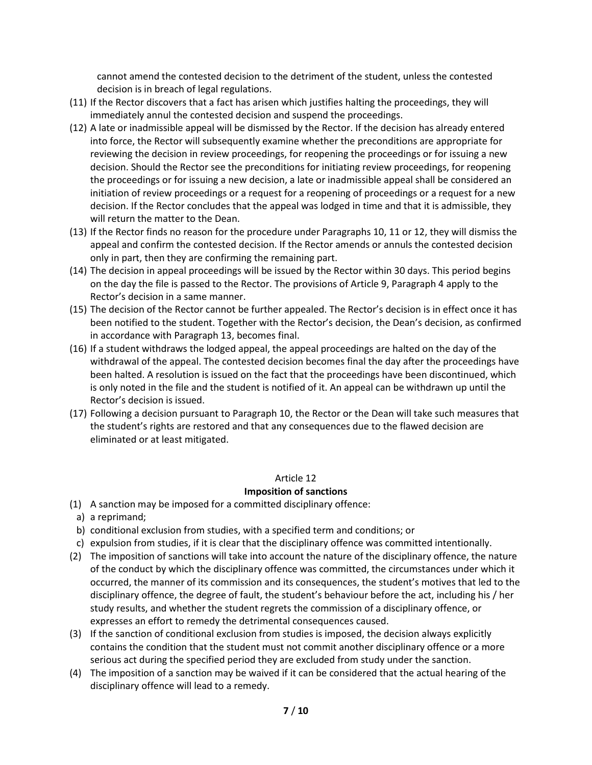cannot amend the contested decision to the detriment of the student, unless the contested decision is in breach of legal regulations.

(11) If the Rector discovers that a fact has arisen which justifies halting the proceedings, they will immediately annul the contested decision and suspend the proceedings.

(12) A late or inadmissible appeal will be dismissed by the Rector. If the decision has already entered into force, the Rector will subsequently examine whether the preconditions are appropriate for reviewing the decision in review proceedings, for reopening the proceedings or for issuing a new decision. Should the Rector see the preconditions for initiating review proceedings, for reopening the proceedings or for issuing a new decision, a late or inadmissible appeal shall be considered an initiation of review proceedings or a request for a reopening of proceedings or a request for a new decision. If the Rector concludes that the appeal was lodged in time and that it is admissible, they will return the matter to the Dean.

(13) If the Rector finds no reason for the procedure under Paragraphs 10, 11 or 12, they will dismiss the appeal and confirm the contested decision. If the Rector amends or annuls the contested decision only in part, then they are confirming the remaining part.

(14) The decision in appeal proceedings will be issued by the Rector within 30 days. This period begins on the day the file is passed to the Rector. The provisions of Article 9, Paragraph 4 apply to the Rector's decision in a same manner.

(15) The decision of the Rector cannot be further appealed. The Rector's decision is in effect once it has been notified to the student. Together with the Rector's decision, the Dean's decision, as confirmed in accordance with Paragraph 13, becomes final.

(16) If a student withdraws the lodged appeal, the appeal proceedings are halted on the day of the withdrawal of the appeal. The contested decision becomes final the day after the proceedings have been halted. A resolution is issued on the fact that the proceedings have been discontinued, which is only noted in the file and the student is notified of it. An appeal can be withdrawn up until the Rector's decision is issued.

(17) Following a decision pursuant to Paragraph 10, the Rector or the Dean will take such measures that the student's rights are restored and that any consequences due to the flawed decision are eliminated or at least mitigated.

## Article 12
## Imposition of sanctions

(1) A sanction may be imposed for a committed disciplinary offence:
  a) a reprimand;
  b) conditional exclusion from studies, with a specified term and conditions; or
  c) expulsion from studies, if it is clear that the disciplinary offence was committed intentionally.

(2) The imposition of sanctions will take into account the nature of the disciplinary offence, the nature of the conduct by which the disciplinary offence was committed, the circumstances under which it occurred, the manner of its commission and its consequences, the student's motives that led to the disciplinary offence, the degree of fault, the student's behaviour before the act, including his / her study results, and whether the student regrets the commission of a disciplinary offence, or expresses an effort to remedy the detrimental consequences caused.

(3) If the sanction of conditional exclusion from studies is imposed, the decision always explicitly contains the condition that the student must not commit another disciplinary offence or a more serious act during the specified period they are excluded from study under the sanction.

(4) The imposition of a sanction may be waived if it can be considered that the actual hearing of the disciplinary offence will lead to a remedy.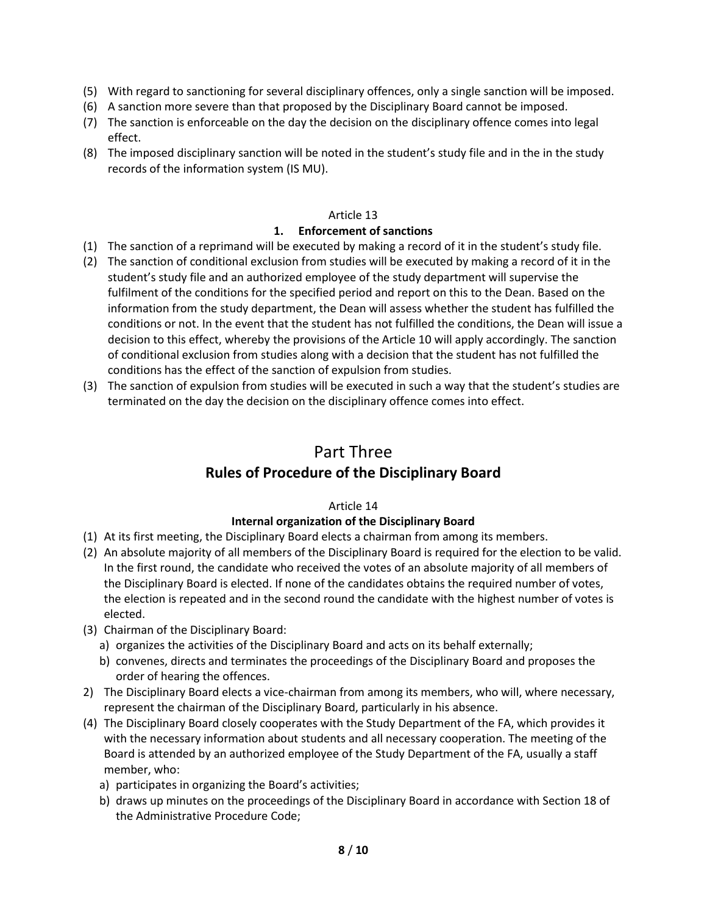(5) With regard to sanctioning for several disciplinary offences, only a single sanction will be imposed.
(6) A sanction more severe than that proposed by the Disciplinary Board cannot be imposed.
(7) The sanction is enforceable on the day the decision on the disciplinary offence comes into legal effect.
(8) The imposed disciplinary sanction will be noted in the student's study file and in the in the study records of the information system (IS MU).

Article 13

### 1. Enforcement of sanctions

(1) The sanction of a reprimand will be executed by making a record of it in the student's study file.
(2) The sanction of conditional exclusion from studies will be executed by making a record of it in the student's study file and an authorized employee of the study department will supervise the fulfilment of the conditions for the specified period and report on this to the Dean. Based on the information from the study department, the Dean will assess whether the student has fulfilled the conditions or not. In the event that the student has not fulfilled the conditions, the Dean will issue a decision to this effect, whereby the provisions of the Article 10 will apply accordingly. The sanction of conditional exclusion from studies along with a decision that the student has not fulfilled the conditions has the effect of the sanction of expulsion from studies.
(3) The sanction of expulsion from studies will be executed in such a way that the student's studies are terminated on the day the decision on the disciplinary offence comes into effect.

# Part Three

## Rules of Procedure of the Disciplinary Board

Article 14

### Internal organization of the Disciplinary Board

(1) At its first meeting, the Disciplinary Board elects a chairman from among its members.
(2) An absolute majority of all members of the Disciplinary Board is required for the election to be valid. In the first round, the candidate who received the votes of an absolute majority of all members of the Disciplinary Board is elected. If none of the candidates obtains the required number of votes, the election is repeated and in the second round the candidate with the highest number of votes is elected.
(3) Chairman of the Disciplinary Board:
   a) organizes the activities of the Disciplinary Board and acts on its behalf externally;
   b) convenes, directs and terminates the proceedings of the Disciplinary Board and proposes the order of hearing the offences.
2) The Disciplinary Board elects a vice-chairman from among its members, who will, where necessary, represent the chairman of the Disciplinary Board, particularly in his absence.
(4) The Disciplinary Board closely cooperates with the Study Department of the FA, which provides it with the necessary information about students and all necessary cooperation. The meeting of the Board is attended by an authorized employee of the Study Department of the FA, usually a staff member, who:
   a) participates in organizing the Board's activities;
   b) draws up minutes on the proceedings of the Disciplinary Board in accordance with Section 18 of the Administrative Procedure Code;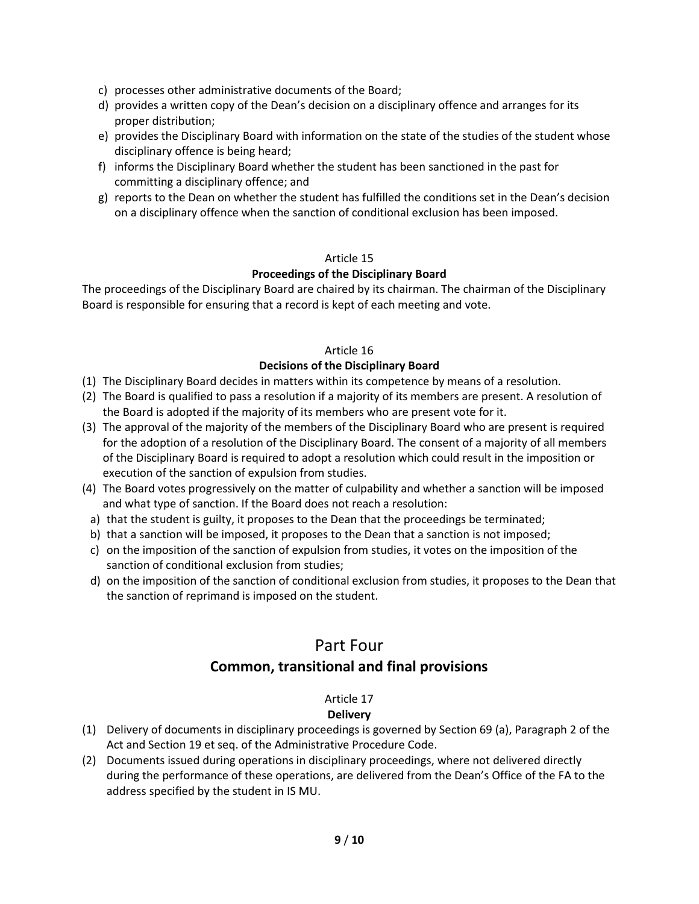c) processes other administrative documents of the Board;
d) provides a written copy of the Dean's decision on a disciplinary offence and arranges for its proper distribution;
e) provides the Disciplinary Board with information on the state of the studies of the student whose disciplinary offence is being heard;
f) informs the Disciplinary Board whether the student has been sanctioned in the past for committing a disciplinary offence; and
g) reports to the Dean on whether the student has fulfilled the conditions set in the Dean's decision on a disciplinary offence when the sanction of conditional exclusion has been imposed.

Article 15

**Proceedings of the Disciplinary Board**

The proceedings of the Disciplinary Board are chaired by its chairman. The chairman of the Disciplinary Board is responsible for ensuring that a record is kept of each meeting and vote.

Article 16

**Decisions of the Disciplinary Board**

(1) The Disciplinary Board decides in matters within its competence by means of a resolution.
(2) The Board is qualified to pass a resolution if a majority of its members are present. A resolution of the Board is adopted if the majority of its members who are present vote for it.
(3) The approval of the majority of the members of the Disciplinary Board who are present is required for the adoption of a resolution of the Disciplinary Board. The consent of a majority of all members of the Disciplinary Board is required to adopt a resolution which could result in the imposition or execution of the sanction of expulsion from studies.
(4) The Board votes progressively on the matter of culpability and whether a sanction will be imposed and what type of sanction. If the Board does not reach a resolution:
   a) that the student is guilty, it proposes to the Dean that the proceedings be terminated;
   b) that a sanction will be imposed, it proposes to the Dean that a sanction is not imposed;
   c) on the imposition of the sanction of expulsion from studies, it votes on the imposition of the sanction of conditional exclusion from studies;
   d) on the imposition of the sanction of conditional exclusion from studies, it proposes to the Dean that the sanction of reprimand is imposed on the student.

# Part Four

## Common, transitional and final provisions

Article 17

**Delivery**

(1) Delivery of documents in disciplinary proceedings is governed by Section 69 (a), Paragraph 2 of the Act and Section 19 et seq. of the Administrative Procedure Code.
(2) Documents issued during operations in disciplinary proceedings, where not delivered directly during the performance of these operations, are delivered from the Dean's Office of the FA to the address specified by the student in IS MU.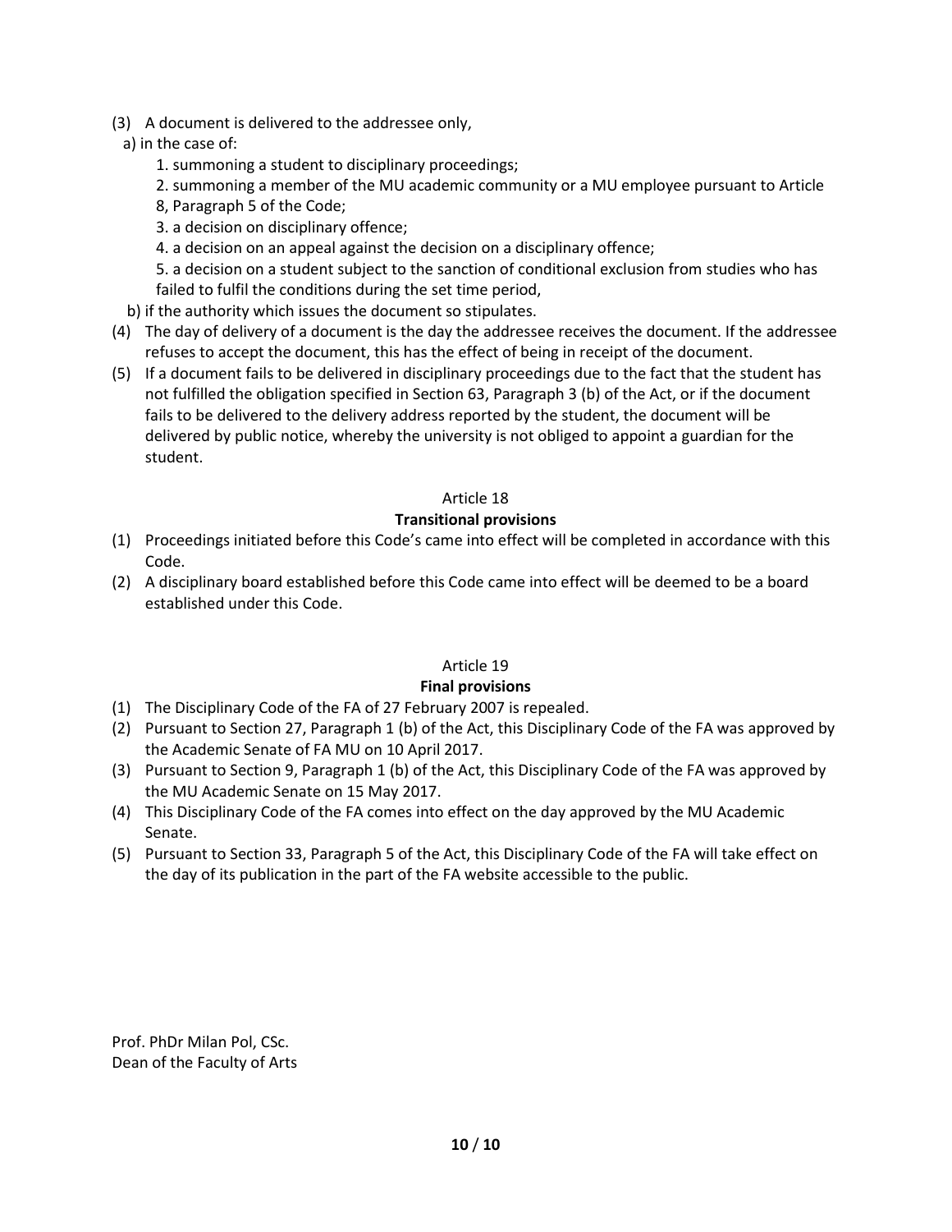(3) A document is delivered to the addressee only,

 a) in the case of:

  1. summoning a student to disciplinary proceedings;

  2. summoning a member of the MU academic community or a MU employee pursuant to Article 8, Paragraph 5 of the Code;

  3. a decision on disciplinary offence;

  4. a decision on an appeal against the decision on a disciplinary offence;

  5. a decision on a student subject to the sanction of conditional exclusion from studies who has failed to fulfil the conditions during the set time period,

 b) if the authority which issues the document so stipulates.

(4) The day of delivery of a document is the day the addressee receives the document. If the addressee refuses to accept the document, this has the effect of being in receipt of the document.

(5) If a document fails to be delivered in disciplinary proceedings due to the fact that the student has not fulfilled the obligation specified in Section 63, Paragraph 3 (b) of the Act, or if the document fails to be delivered to the delivery address reported by the student, the document will be delivered by public notice, whereby the university is not obliged to appoint a guardian for the student.

## Article 18

**Transitional provisions**

(1) Proceedings initiated before this Code's came into effect will be completed in accordance with this Code.

(2) A disciplinary board established before this Code came into effect will be deemed to be a board established under this Code.

## Article 19

**Final provisions**

(1) The Disciplinary Code of the FA of 27 February 2007 is repealed.

(2) Pursuant to Section 27, Paragraph 1 (b) of the Act, this Disciplinary Code of the FA was approved by the Academic Senate of FA MU on 10 April 2017.

(3) Pursuant to Section 9, Paragraph 1 (b) of the Act, this Disciplinary Code of the FA was approved by the MU Academic Senate on 15 May 2017.

(4) This Disciplinary Code of the FA comes into effect on the day approved by the MU Academic Senate.

(5) Pursuant to Section 33, Paragraph 5 of the Act, this Disciplinary Code of the FA will take effect on the day of its publication in the part of the FA website accessible to the public.

Prof. PhDr Milan Pol, CSc.
Dean of the Faculty of Arts